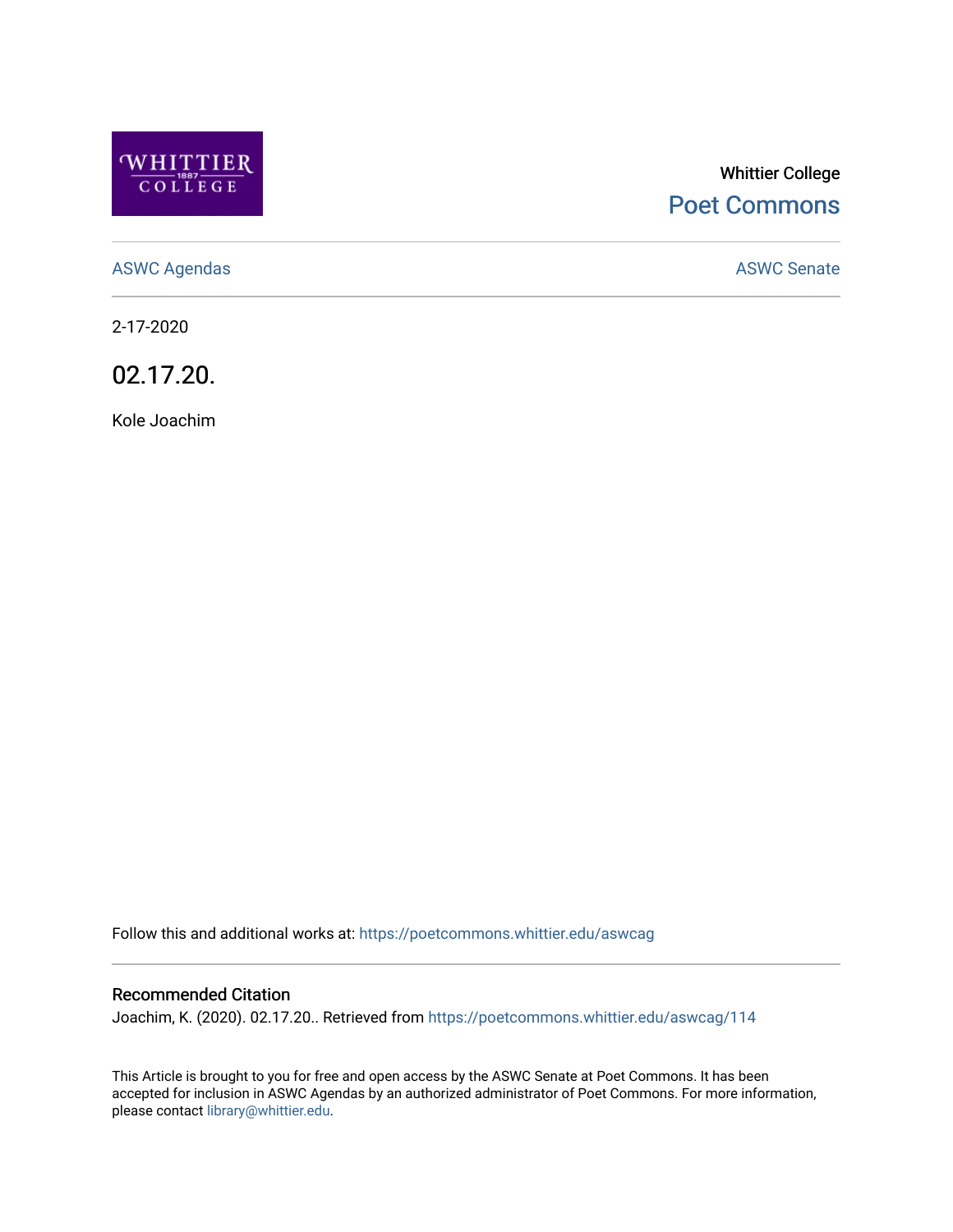Whittier College

Poet Commons

ASWC Agendas

ASWC Senate

2-17-2020

# 02.17.20.

Kole Joachim

Follow this and additional works at: https://poetcommons.whittier.edu/aswcag

## Recommended Citation

Joachim, K. (2020). 02.17.20.. Retrieved from https://poetcommons.whittier.edu/aswcag/114

This Article is brought to you for free and open access by the ASWC Senate at Poet Commons. It has been accepted for inclusion in ASWC Agendas by an authorized administrator of Poet Commons. For more information, please contact library@whittier.edu.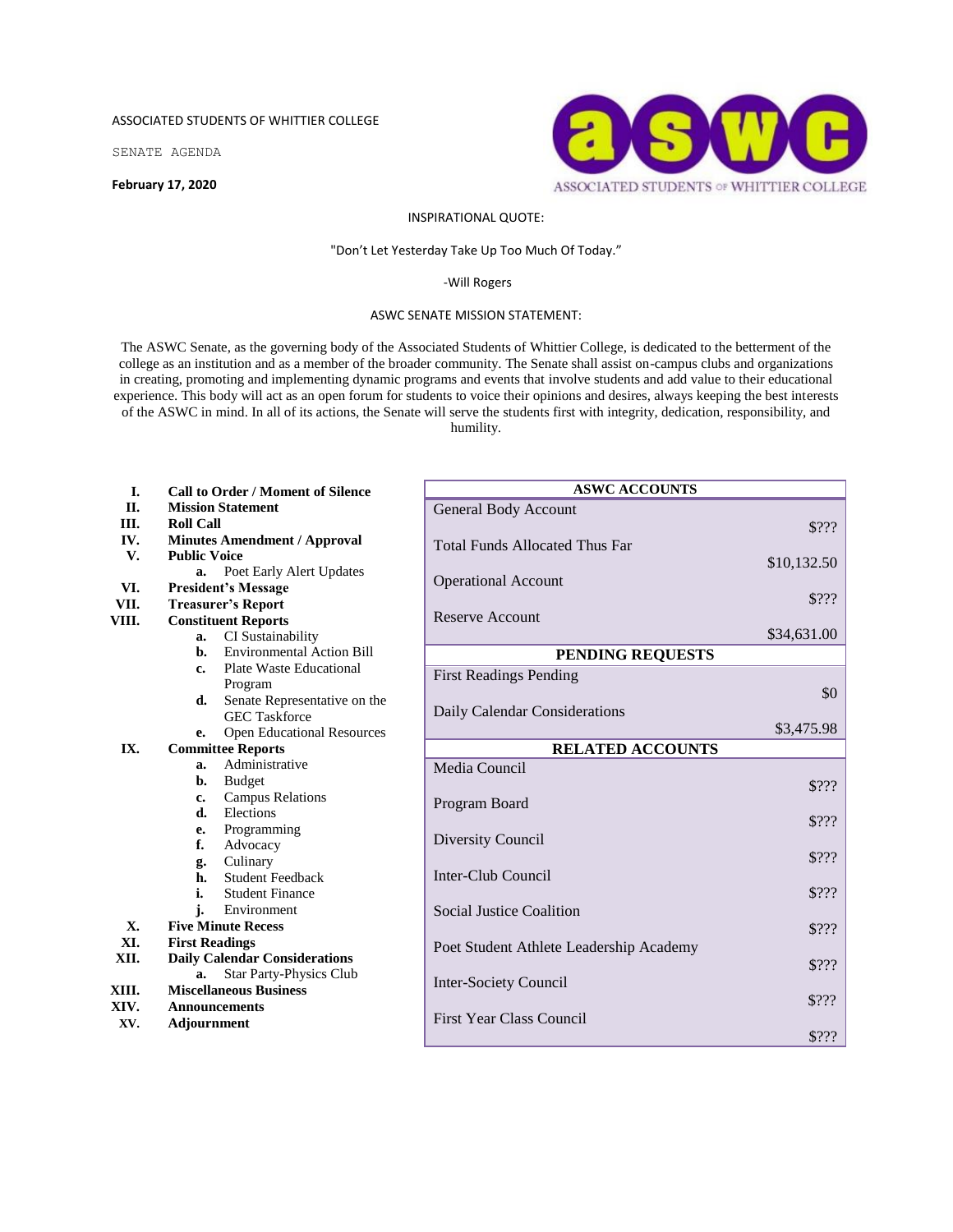ASSOCIATED STUDENTS OF WHITTIER COLLEGE

SENATE AGENDA

**February 17, 2020**

INSPIRATIONAL QUOTE:

"Don't Let Yesterday Take Up Too Much Of Today."

-Will Rogers

ASWC SENATE MISSION STATEMENT:

The ASWC Senate, as the governing body of the Associated Students of Whittier College, is dedicated to the betterment of the college as an institution and as a member of the broader community. The Senate shall assist on-campus clubs and organizations in creating, promoting and implementing dynamic programs and events that involve students and add value to their educational experience. This body will act as an open forum for students to voice their opinions and desires, always keeping the best interests of the ASWC in mind. In all of its actions, the Senate will serve the students first with integrity, dedication, responsibility, and humility.

I. **Call to Order / Moment of Silence**
II. **Mission Statement**
III. **Roll Call**
IV. **Minutes Amendment / Approval**
V. **Public Voice**
   a. Poet Early Alert Updates
VI. **President's Message**
VII. **Treasurer's Report**
VIII. **Constituent Reports**
   a. CI Sustainability
   b. Environmental Action Bill
   c. Plate Waste Educational Program
   d. Senate Representative on the GEC Taskforce
   e. Open Educational Resources
IX. **Committee Reports**
   a. Administrative
   b. Budget
   c. Campus Relations
   d. Elections
   e. Programming
   f. Advocacy
   g. Culinary
   h. Student Feedback
   i. Student Finance
   j. Environment
X. **Five Minute Recess**
XI. **First Readings**
XII. **Daily Calendar Considerations**
   a. Star Party-Physics Club
XIII. **Miscellaneous Business**
XIV. **Announcements**
XV. **Adjournment**

| ASWC ACCOUNTS | |
|---|---|
| General Body Account | $??? |
| Total Funds Allocated Thus Far | $10,132.50 |
| Operational Account | $??? |
| Reserve Account | $34,631.00 |
| **PENDING REQUESTS** | |
| First Readings Pending | $0 |
| Daily Calendar Considerations | $3,475.98 |
| **RELATED ACCOUNTS** | |
| Media Council | $??? |
| Program Board | $??? |
| Diversity Council | $??? |
| Inter-Club Council | $??? |
| Social Justice Coalition | $??? |
| Poet Student Athlete Leadership Academy | $??? |
| Inter-Society Council | $??? |
| First Year Class Council | $??? |